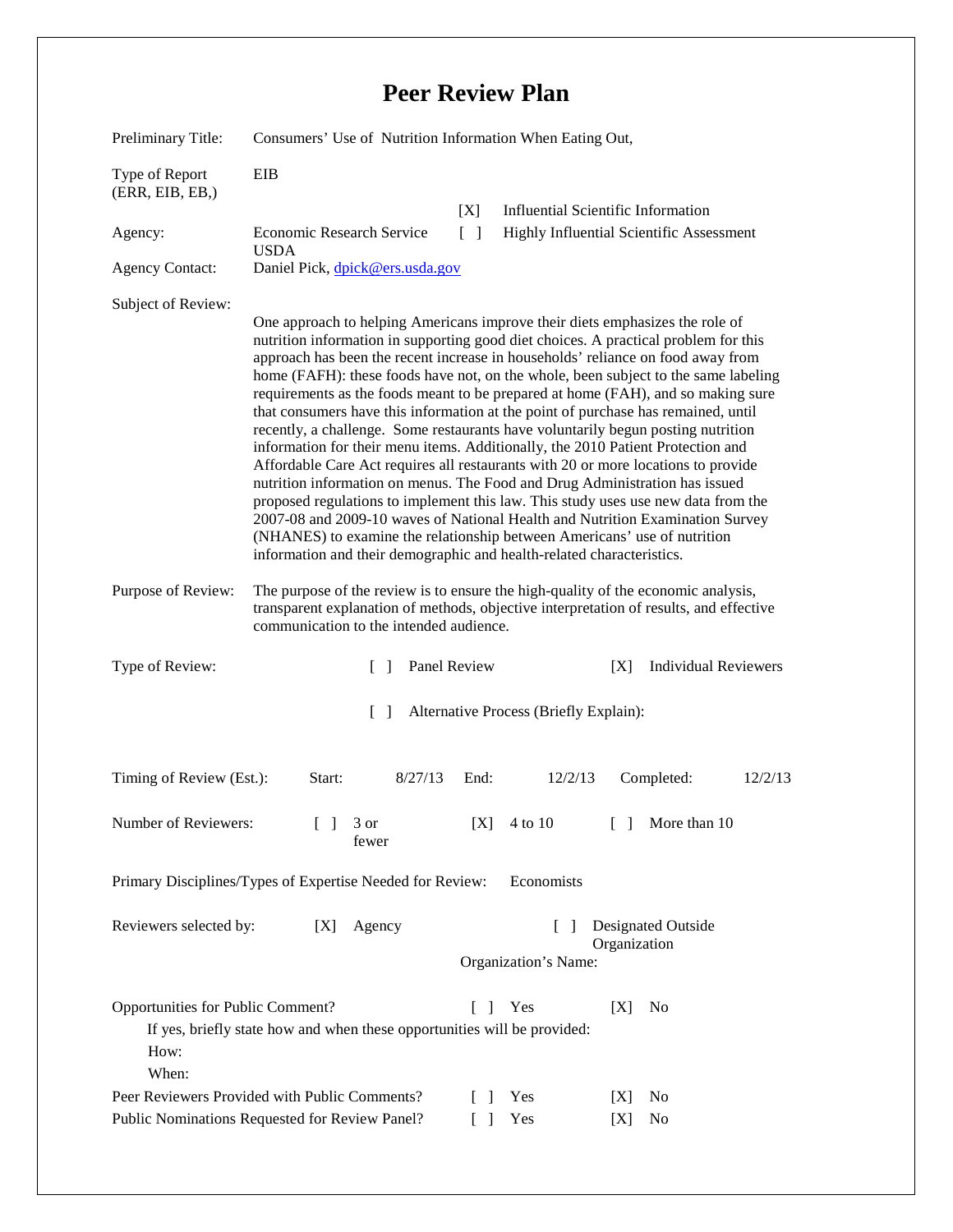# Peer Review Plan

Preliminary Title: Consumers' Use of Nutrition Information When Eating Out,

Type of Report (ERR, EIB, EB,): EIB

[X] Influential Scientific Information

Agency: Economic Research Service USDA

[ ] Highly Influential Scientific Assessment

Agency Contact: Daniel Pick, dpick@ers.usda.gov

Subject of Review:

One approach to helping Americans improve their diets emphasizes the role of nutrition information in supporting good diet choices. A practical problem for this approach has been the recent increase in households' reliance on food away from home (FAFH): these foods have not, on the whole, been subject to the same labeling requirements as the foods meant to be prepared at home (FAH), and so making sure that consumers have this information at the point of purchase has remained, until recently, a challenge. Some restaurants have voluntarily begun posting nutrition information for their menu items. Additionally, the 2010 Patient Protection and Affordable Care Act requires all restaurants with 20 or more locations to provide nutrition information on menus. The Food and Drug Administration has issued proposed regulations to implement this law. This study uses use new data from the 2007-08 and 2009-10 waves of National Health and Nutrition Examination Survey (NHANES) to examine the relationship between Americans' use of nutrition information and their demographic and health-related characteristics.

Purpose of Review: The purpose of the review is to ensure the high-quality of the economic analysis, transparent explanation of methods, objective interpretation of results, and effective communication to the intended audience.

Type of Review: [ ] Panel Review [X] Individual Reviewers

[ ] Alternative Process (Briefly Explain):

Timing of Review (Est.): Start: 8/27/13 End: 12/2/13 Completed: 12/2/13

Number of Reviewers: [ ] 3 or fewer [X] 4 to 10 [ ] More than 10

Primary Disciplines/Types of Expertise Needed for Review: Economists

Reviewers selected by: [X] Agency [ ] Designated Outside Organization

Organization's Name:

Opportunities for Public Comment? [ ] Yes [X] No

If yes, briefly state how and when these opportunities will be provided:

How:

When:

Peer Reviewers Provided with Public Comments? [ ] Yes [X] No

Public Nominations Requested for Review Panel? [ ] Yes [X] No